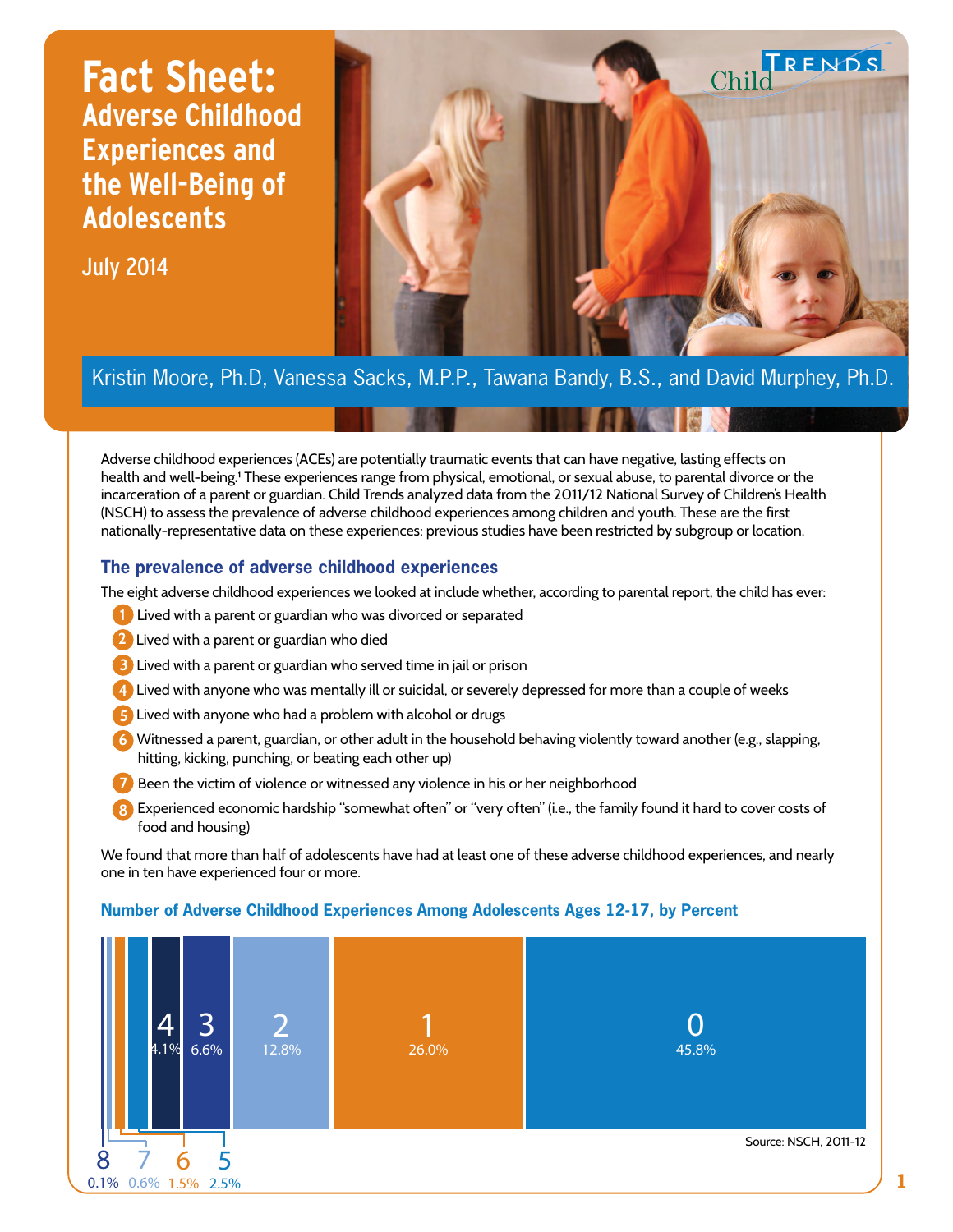# Fact Sheet:

## Adverse Childhood Experiences and the Well-Being of Adolescents

July 2014

Kristin Moore, Ph.D, Vanessa Sacks, M.P.P., Tawana Bandy, B.S., and David Murphey, Ph.D.

Adverse childhood experiences (ACEs) are potentially traumatic events that can have negative, lasting effects on health and well-being.[1] These experiences range from physical, emotional, or sexual abuse, to parental divorce or the incarceration of a parent or guardian. Child Trends analyzed data from the 2011/12 National Survey of Children's Health (NSCH) to assess the prevalence of adverse childhood experiences among children and youth. These are the first nationally-representative data on these experiences; previous studies have been restricted by subgroup or location.

### The prevalence of adverse childhood experiences

The eight adverse childhood experiences we looked at include whether, according to parental report, the child has ever:

1. Lived with a parent or guardian who was divorced or separated
2. Lived with a parent or guardian who died
3. Lived with a parent or guardian who served time in jail or prison
4. Lived with anyone who was mentally ill or suicidal, or severely depressed for more than a couple of weeks
5. Lived with anyone who had a problem with alcohol or drugs
6. Witnessed a parent, guardian, or other adult in the household behaving violently toward another (e.g., slapping, hitting, kicking, punching, or beating each other up)
7. Been the victim of violence or witnessed any violence in his or her neighborhood
8. Experienced economic hardship "somewhat often" or "very often" (i.e., the family found it hard to cover costs of food and housing)

We found that more than half of adolescents have had at least one of these adverse childhood experiences, and nearly one in ten have experienced four or more.

**Number of Adverse Childhood Experiences Among Adolescents Ages 12-17, by Percent**

| Number of ACEs | Percent |
|---|---|
| 0 | 45.8% |
| 1 | 26.0% |
| 2 | 12.8% |
| 3 | 6.6% |
| 4 | 4.1% |
| 5 | 2.5% |
| 6 | 1.5% |
| 7 | 0.6% |
| 8 | 0.1% |

Source: NSCH, 2011-12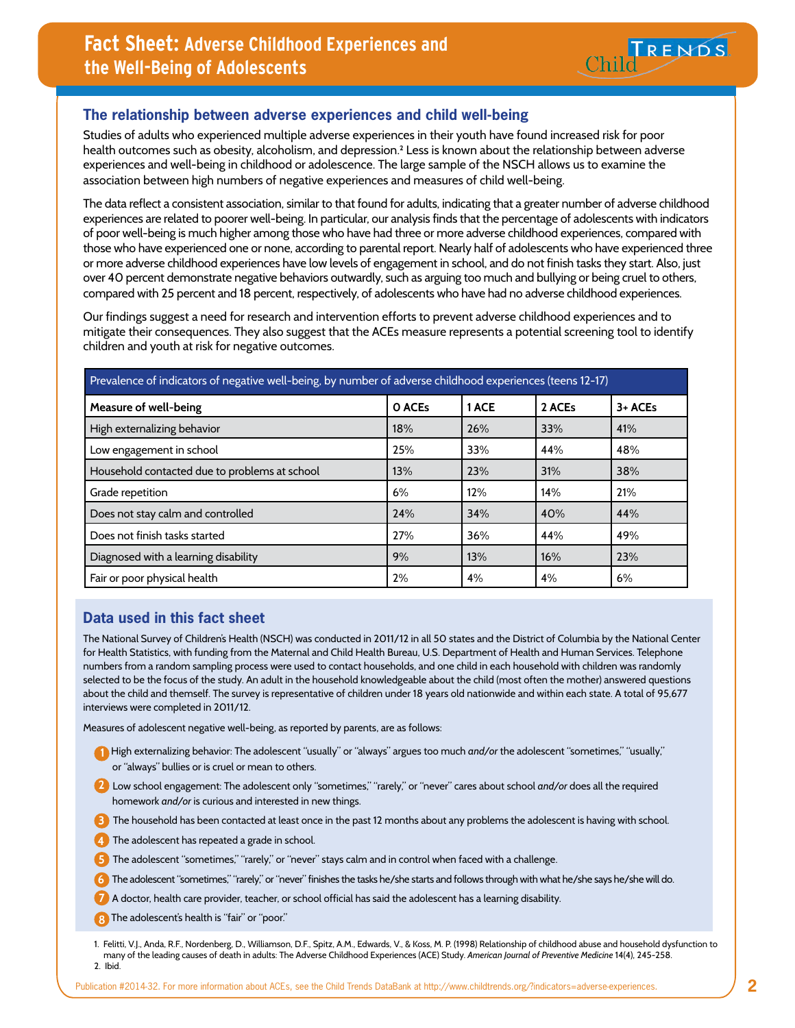# Fact Sheet: Adverse Childhood Experiences and the Well-Being of Adolescents

## The relationship between adverse experiences and child well-being

Studies of adults who experienced multiple adverse experiences in their youth have found increased risk for poor health outcomes such as obesity, alcoholism, and depression.[2] Less is known about the relationship between adverse experiences and well-being in childhood or adolescence. The large sample of the NSCH allows us to examine the association between high numbers of negative experiences and measures of child well-being.

The data reflect a consistent association, similar to that found for adults, indicating that a greater number of adverse childhood experiences are related to poorer well-being. In particular, our analysis finds that the percentage of adolescents with indicators of poor well-being is much higher among those who have had three or more adverse childhood experiences, compared with those who have experienced one or none, according to parental report. Nearly half of adolescents who have experienced three or more adverse childhood experiences have low levels of engagement in school, and do not finish tasks they start. Also, just over 40 percent demonstrate negative behaviors outwardly, such as arguing too much and bullying or being cruel to others, compared with 25 percent and 18 percent, respectively, of adolescents who have had no adverse childhood experiences.

Our findings suggest a need for research and intervention efforts to prevent adverse childhood experiences and to mitigate their consequences. They also suggest that the ACEs measure represents a potential screening tool to identify children and youth at risk for negative outcomes.

Prevalence of indicators of negative well-being, by number of adverse childhood experiences (teens 12-17)

| Measure of well-being | 0 ACEs | 1 ACE | 2 ACEs | 3+ ACEs |
|---|---|---|---|---|
| High externalizing behavior | 18% | 26% | 33% | 41% |
| Low engagement in school | 25% | 33% | 44% | 48% |
| Household contacted due to problems at school | 13% | 23% | 31% | 38% |
| Grade repetition | 6% | 12% | 14% | 21% |
| Does not stay calm and controlled | 24% | 34% | 40% | 44% |
| Does not finish tasks started | 27% | 36% | 44% | 49% |
| Diagnosed with a learning disability | 9% | 13% | 16% | 23% |
| Fair or poor physical health | 2% | 4% | 4% | 6% |

## Data used in this fact sheet

The National Survey of Children's Health (NSCH) was conducted in 2011/12 in all 50 states and the District of Columbia by the National Center for Health Statistics, with funding from the Maternal and Child Health Bureau, U.S. Department of Health and Human Services. Telephone numbers from a random sampling process were used to contact households, and one child in each household with children was randomly selected to be the focus of the study. An adult in the household knowledgeable about the child (most often the mother) answered questions about the child and themself. The survey is representative of children under 18 years old nationwide and within each state. A total of 95,677 interviews were completed in 2011/12.

Measures of adolescent negative well-being, as reported by parents, are as follows:

1. High externalizing behavior: The adolescent "usually" or "always" argues too much *and/or* the adolescent "sometimes," "usually," or "always" bullies or is cruel or mean to others.
2. Low school engagement: The adolescent only "sometimes," "rarely," or "never" cares about school *and/or* does all the required homework *and/or* is curious and interested in new things.
3. The household has been contacted at least once in the past 12 months about any problems the adolescent is having with school.
4. The adolescent has repeated a grade in school.
5. The adolescent "sometimes," "rarely," or "never" stays calm and in control when faced with a challenge.
6. The adolescent "sometimes," "rarely," or "never" finishes the tasks he/she starts and follows through with what he/she says he/she will do.
7. A doctor, health care provider, teacher, or school official has said the adolescent has a learning disability.
8. The adolescent's health is "fair" or "poor."

1. Felitti, V.J., Anda, R.F., Nordenberg, D., Williamson, D.F., Spitz, A.M., Edwards, V., & Koss, M. P. (1998) Relationship of childhood abuse and household dysfunction to many of the leading causes of death in adults: The Adverse Childhood Experiences (ACE) Study. *American Journal of Preventive Medicine* 14(4), 245-258.
2. Ibid.

Publication #2014-32. For more information about ACEs, see the Child Trends DataBank at http://www.childtrends.org/?indicators=adverse-experiences.